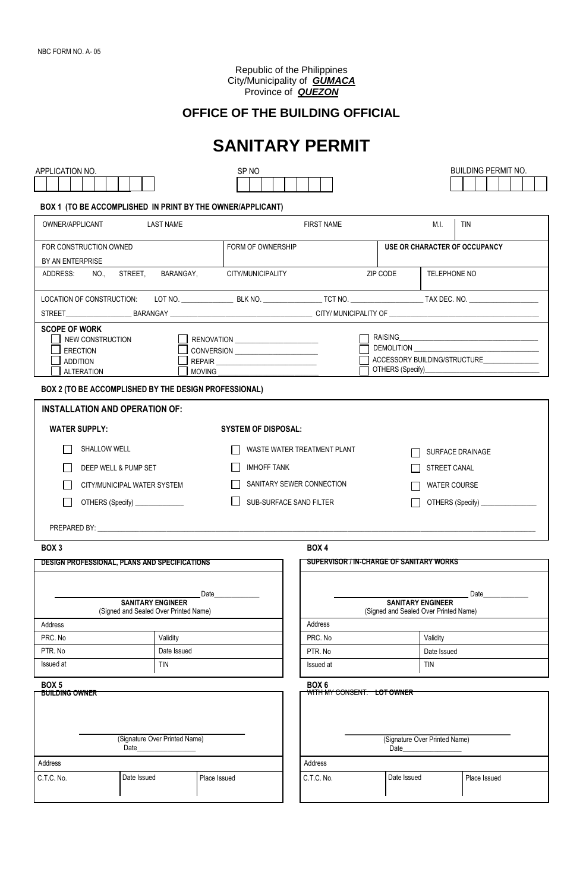NBC FORM NO. A- 05

Republic of the Philippines
City/Municipality of ***GUMACA***
Province of ***QUEZON***

## OFFICE OF THE BUILDING OFFICIAL

# SANITARY PERMIT

| APPLICATION NO. | SP NO | BUILDING PERMIT NO. |
|---|---|---|
| | | |

**BOX 1 (TO BE ACCOMPLISHED IN PRINT BY THE OWNER/APPLICANT)**

| OWNER/APPLICANT | LAST NAME | FIRST NAME | M.I. | TIN |
|---|---|---|---|---|
| FOR CONSTRUCTION OWNED BY AN ENTERPRISE | FORM OF OWNERSHIP | | **USE OR CHARACTER OF OCCUPANCY** | |
| ADDRESS: NO., STREET, BARANGAY, | CITY/MUNICIPALITY | ZIP CODE | TELEPHONE NO | |

LOCATION OF CONSTRUCTION: LOT NO. ______________ BLK NO. ________________ TCT NO. ___________________ TAX DEC. NO. ___________________

STREET__________________ BARANGAY ______________________________________ CITY/ MUNICIPALITY OF ___________________________________________

**SCOPE OF WORK**

- ☐ NEW CONSTRUCTION
- ☐ ERECTION
- ☐ ADDITION
- ☐ ALTERATION
- ☐ RENOVATION ______________________
- ☐ CONVERSION ______________________
- ☐ REPAIR __________________________
- ☐ MOVING __________________________
- ☐ RAISING___________________________________
- ☐ DEMOLITION ______________________________
- ☐ ACCESSORY BUILDING/STRUCTURE_______________
- ☐ OTHERS (Specify)_______________________________

**BOX 2 (TO BE ACCOMPLISHED BY THE DESIGN PROFESSIONAL)**

**INSTALLATION AND OPERATION OF:**

| **WATER SUPPLY:** | **SYSTEM OF DISPOSAL:** | |
|---|---|---|
| ☐ SHALLOW WELL | ☐ WASTE WATER TREATMENT PLANT | ☐ SURFACE DRAINAGE |
| ☐ DEEP WELL & PUMP SET | ☐ IMHOFF TANK | ☐ STREET CANAL |
| ☐ CITY/MUNICIPAL WATER SYSTEM | ☐ SANITARY SEWER CONNECTION | ☐ WATER COURSE |
| ☐ OTHERS (Specify) _____________ | ☐ SUB-SURFACE SAND FILTER | ☐ OTHERS (Specify) _______________ |

PREPARED BY: ________________________________________________________________________________________________

**BOX 3**

| DESIGN PROFESSIONAL, PLANS AND SPECIFICATIONS | |
|---|---|
| ______________________________ Date____________ **SANITARY ENGINEER** (Signed and Sealed Over Printed Name) | |
| Address | |
| PRC. No | Validity |
| PTR. No | Date Issued |
| Issued at | TIN |

**BOX 4**

| SUPERVISOR / IN-CHARGE OF SANITARY WORKS | |
|---|---|
| ______________________________ Date____________ **SANITARY ENGINEER** (Signed and Sealed Over Printed Name) | |
| Address | |
| PRC. No | Validity |
| PTR. No | Date Issued |
| Issued at | TIN |

**BOX 5**

| BUILDING OWNER | | |
|---|---|---|
| ______________________________ (Signature Over Printed Name) Date________________ | | |
| Address | | |
| C.T.C. No. | Date Issued | Place Issued |

**BOX 6**

| WITH MY CONSENT: LOT OWNER | | |
|---|---|---|
| ______________________________ (Signature Over Printed Name) Date________________ | | |
| Address | | |
| C.T.C. No. | Date Issued | Place Issued |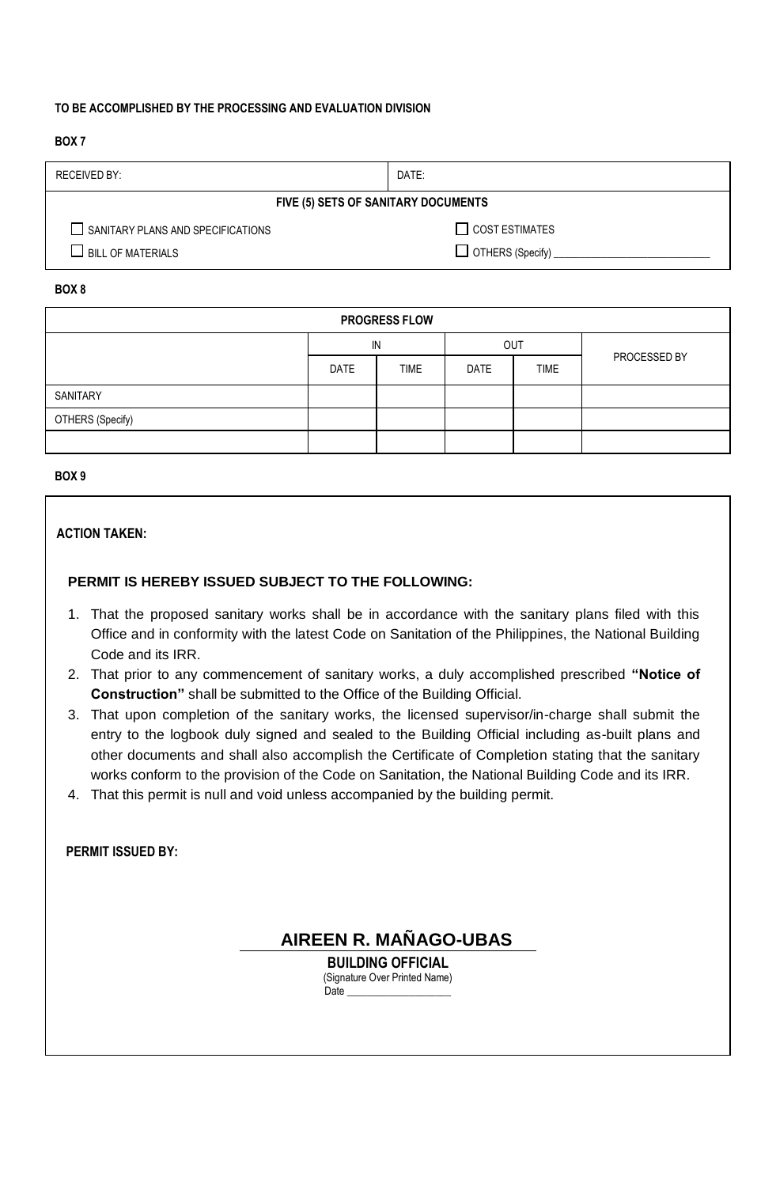**TO BE ACCOMPLISHED BY THE PROCESSING AND EVALUATION DIVISION**

**BOX 7**

| RECEIVED BY: | DATE: |
|---|---|
| **FIVE (5) SETS OF SANITARY DOCUMENTS** | |
| ☐ SANITARY PLANS AND SPECIFICATIONS | ☐ COST ESTIMATES |
| ☐ BILL OF MATERIALS | ☐ OTHERS (Specify) ____________________ |

**BOX 8**

| **PROGRESS FLOW** | | | | | |
|---|---|---|---|---|---|
| | IN | | OUT | | PROCESSED BY |
| | DATE | TIME | DATE | TIME | |
| SANITARY | | | | | |
| OTHERS (Specify) | | | | | |
| | | | | | |

**BOX 9**

**ACTION TAKEN:**

**PERMIT IS HEREBY ISSUED SUBJECT TO THE FOLLOWING:**

1. That the proposed sanitary works shall be in accordance with the sanitary plans filed with this Office and in conformity with the latest Code on Sanitation of the Philippines, the National Building Code and its IRR.
2. That prior to any commencement of sanitary works, a duly accomplished prescribed **"Notice of Construction"** shall be submitted to the Office of the Building Official.
3. That upon completion of the sanitary works, the licensed supervisor/in-charge shall submit the entry to the logbook duly signed and sealed to the Building Official including as-built plans and other documents and shall also accomplish the Certificate of Completion stating that the sanitary works conform to the provision of the Code on Sanitation, the National Building Code and its IRR.
4. That this permit is null and void unless accompanied by the building permit.

**PERMIT ISSUED BY:**

**AIREEN R. MAÑAGO-UBAS**

**BUILDING OFFICIAL**

(Signature Over Printed Name)

Date ____________________